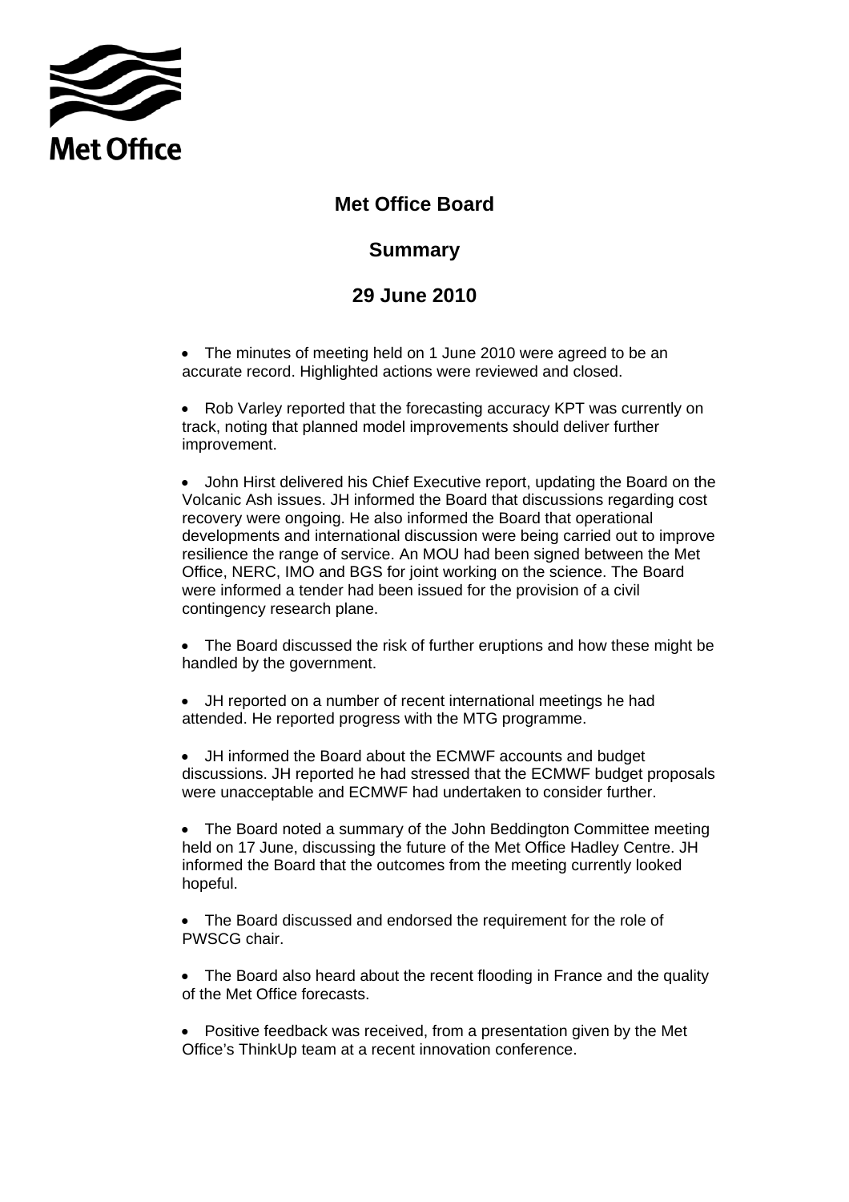Met Office

# Met Office Board

## Summary

## 29 June 2010

- The minutes of meeting held on 1 June 2010 were agreed to be an accurate record. Highlighted actions were reviewed and closed.

- Rob Varley reported that the forecasting accuracy KPT was currently on track, noting that planned model improvements should deliver further improvement.

- John Hirst delivered his Chief Executive report, updating the Board on the Volcanic Ash issues. JH informed the Board that discussions regarding cost recovery were ongoing. He also informed the Board that operational developments and international discussion were being carried out to improve resilience the range of service. An MOU had been signed between the Met Office, NERC, IMO and BGS for joint working on the science. The Board were informed a tender had been issued for the provision of a civil contingency research plane.

- The Board discussed the risk of further eruptions and how these might be handled by the government.

- JH reported on a number of recent international meetings he had attended. He reported progress with the MTG programme.

- JH informed the Board about the ECMWF accounts and budget discussions. JH reported he had stressed that the ECMWF budget proposals were unacceptable and ECMWF had undertaken to consider further.

- The Board noted a summary of the John Beddington Committee meeting held on 17 June, discussing the future of the Met Office Hadley Centre. JH informed the Board that the outcomes from the meeting currently looked hopeful.

- The Board discussed and endorsed the requirement for the role of PWSCG chair.

- The Board also heard about the recent flooding in France and the quality of the Met Office forecasts.

- Positive feedback was received, from a presentation given by the Met Office's ThinkUp team at a recent innovation conference.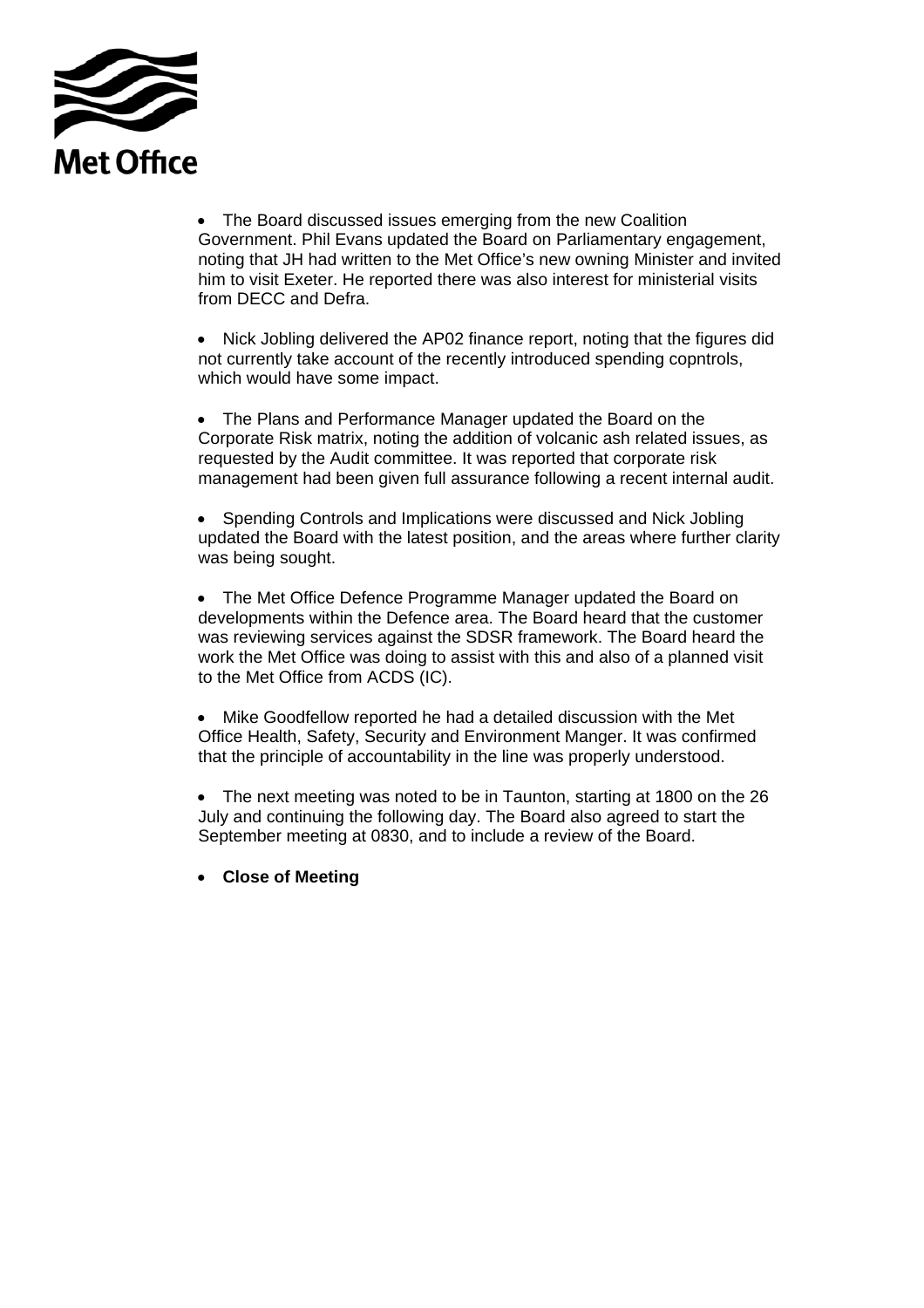- The Board discussed issues emerging from the new Coalition Government. Phil Evans updated the Board on Parliamentary engagement, noting that JH had written to the Met Office's new owning Minister and invited him to visit Exeter. He reported there was also interest for ministerial visits from DECC and Defra.

- Nick Jobling delivered the AP02 finance report, noting that the figures did not currently take account of the recently introduced spending copntrols, which would have some impact.

- The Plans and Performance Manager updated the Board on the Corporate Risk matrix, noting the addition of volcanic ash related issues, as requested by the Audit committee. It was reported that corporate risk management had been given full assurance following a recent internal audit.

- Spending Controls and Implications were discussed and Nick Jobling updated the Board with the latest position, and the areas where further clarity was being sought.

- The Met Office Defence Programme Manager updated the Board on developments within the Defence area. The Board heard that the customer was reviewing services against the SDSR framework. The Board heard the work the Met Office was doing to assist with this and also of a planned visit to the Met Office from ACDS (IC).

- Mike Goodfellow reported he had a detailed discussion with the Met Office Health, Safety, Security and Environment Manger. It was confirmed that the principle of accountability in the line was properly understood.

- The next meeting was noted to be in Taunton, starting at 1800 on the 26 July and continuing the following day. The Board also agreed to start the September meeting at 0830, and to include a review of the Board.

- **Close of Meeting**